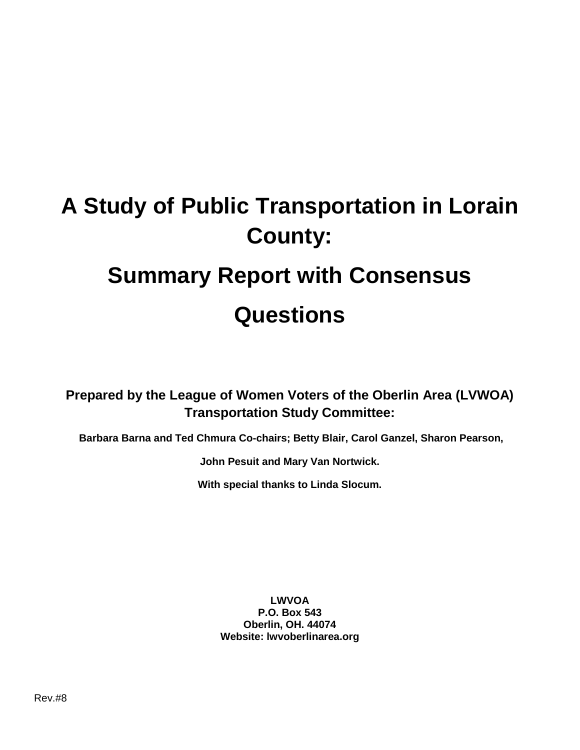# A Study of Public Transportation in Lorain County:

# Summary Report with Consensus Questions

**Prepared by the League of Women Voters of the Oberlin Area (LVWOA) Transportation Study Committee:**

**Barbara Barna and Ted Chmura Co-chairs; Betty Blair, Carol Ganzel, Sharon Pearson,**

**John Pesuit and Mary Van Nortwick.**

**With special thanks to Linda Slocum.**

**LWVOA**
**P.O. Box 543**
**Oberlin, OH. 44074**
**Website: lwvoberlinarea.org**

Rev.#8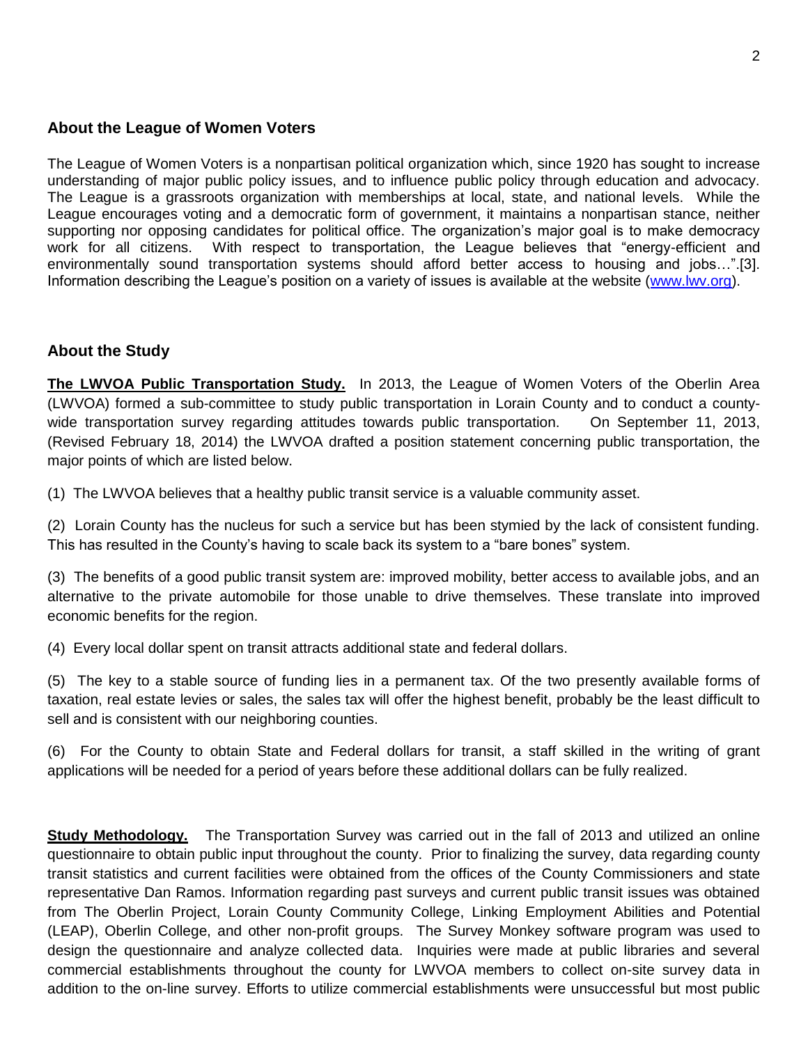## About the League of Women Voters

The League of Women Voters is a nonpartisan political organization which, since 1920 has sought to increase understanding of major public policy issues, and to influence public policy through education and advocacy. The League is a grassroots organization with memberships at local, state, and national levels. While the League encourages voting and a democratic form of government, it maintains a nonpartisan stance, neither supporting nor opposing candidates for political office. The organization's major goal is to make democracy work for all citizens. With respect to transportation, the League believes that "energy-efficient and environmentally sound transportation systems should afford better access to housing and jobs…".[3]. Information describing the League's position on a variety of issues is available at the website (www.lwv.org).

## About the Study

**The LWVOA Public Transportation Study.** In 2013, the League of Women Voters of the Oberlin Area (LWVOA) formed a sub-committee to study public transportation in Lorain County and to conduct a county-wide transportation survey regarding attitudes towards public transportation. On September 11, 2013, (Revised February 18, 2014) the LWVOA drafted a position statement concerning public transportation, the major points of which are listed below.

(1) The LWVOA believes that a healthy public transit service is a valuable community asset.

(2) Lorain County has the nucleus for such a service but has been stymied by the lack of consistent funding. This has resulted in the County's having to scale back its system to a "bare bones" system.

(3) The benefits of a good public transit system are: improved mobility, better access to available jobs, and an alternative to the private automobile for those unable to drive themselves. These translate into improved economic benefits for the region.

(4) Every local dollar spent on transit attracts additional state and federal dollars.

(5) The key to a stable source of funding lies in a permanent tax. Of the two presently available forms of taxation, real estate levies or sales, the sales tax will offer the highest benefit, probably be the least difficult to sell and is consistent with our neighboring counties.

(6) For the County to obtain State and Federal dollars for transit, a staff skilled in the writing of grant applications will be needed for a period of years before these additional dollars can be fully realized.

**Study Methodology.** The Transportation Survey was carried out in the fall of 2013 and utilized an online questionnaire to obtain public input throughout the county. Prior to finalizing the survey, data regarding county transit statistics and current facilities were obtained from the offices of the County Commissioners and state representative Dan Ramos. Information regarding past surveys and current public transit issues was obtained from The Oberlin Project, Lorain County Community College, Linking Employment Abilities and Potential (LEAP), Oberlin College, and other non-profit groups. The Survey Monkey software program was used to design the questionnaire and analyze collected data. Inquiries were made at public libraries and several commercial establishments throughout the county for LWVOA members to collect on-site survey data in addition to the on-line survey. Efforts to utilize commercial establishments were unsuccessful but most public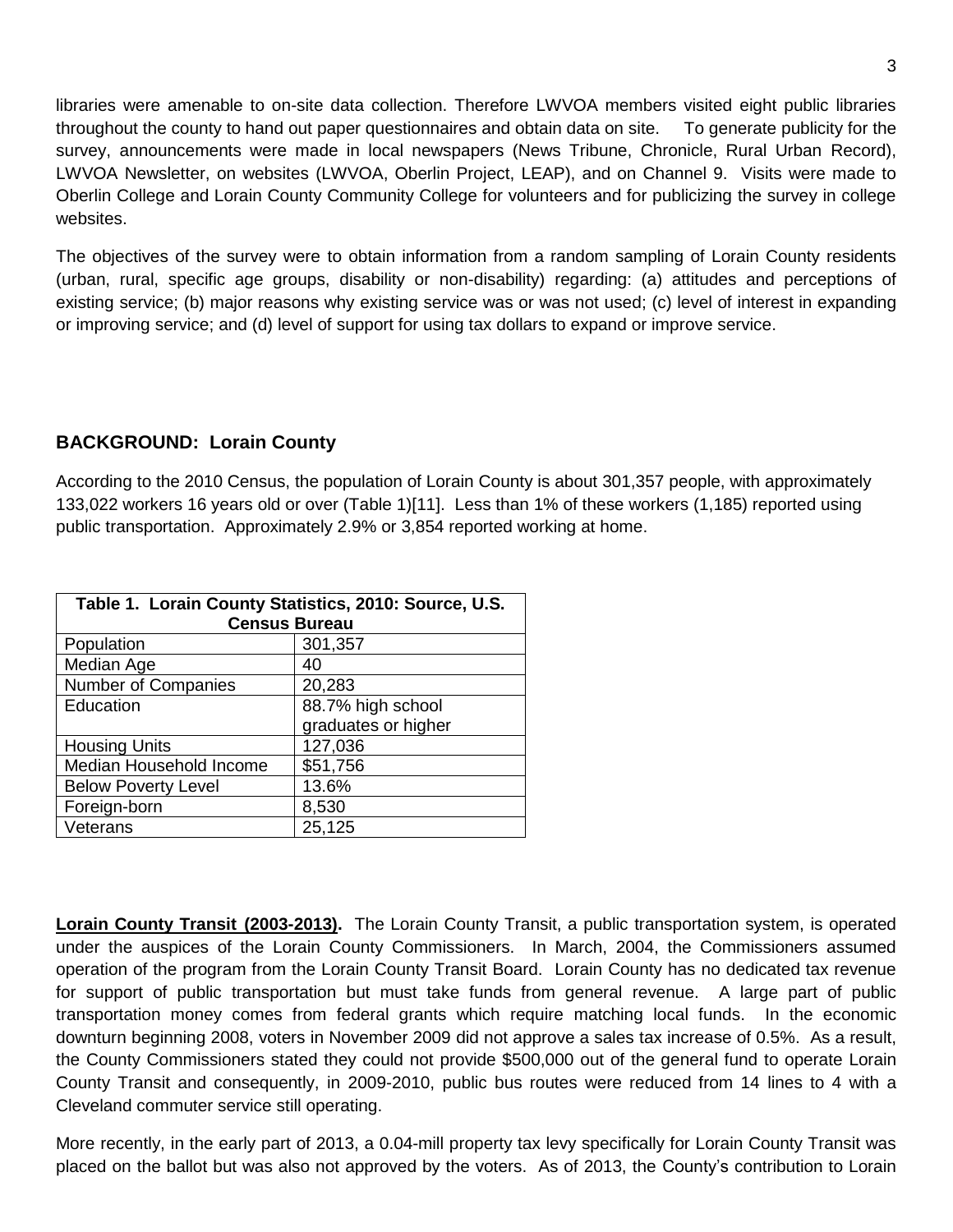libraries were amenable to on-site data collection. Therefore LWVOA members visited eight public libraries throughout the county to hand out paper questionnaires and obtain data on site. To generate publicity for the survey, announcements were made in local newspapers (News Tribune, Chronicle, Rural Urban Record), LWVOA Newsletter, on websites (LWVOA, Oberlin Project, LEAP), and on Channel 9. Visits were made to Oberlin College and Lorain County Community College for volunteers and for publicizing the survey in college websites.

The objectives of the survey were to obtain information from a random sampling of Lorain County residents (urban, rural, specific age groups, disability or non-disability) regarding: (a) attitudes and perceptions of existing service; (b) major reasons why existing service was or was not used; (c) level of interest in expanding or improving service; and (d) level of support for using tax dollars to expand or improve service.

## BACKGROUND: Lorain County

According to the 2010 Census, the population of Lorain County is about 301,357 people, with approximately 133,022 workers 16 years old or over (Table 1)[11]. Less than 1% of these workers (1,185) reported using public transportation. Approximately 2.9% or 3,854 reported working at home.

| Table 1. Lorain County Statistics, 2010: Source, U.S. Census Bureau | |
|---|---|
| Population | 301,357 |
| Median Age | 40 |
| Number of Companies | 20,283 |
| Education | 88.7% high school graduates or higher |
| Housing Units | 127,036 |
| Median Household Income | $51,756 |
| Below Poverty Level | 13.6% |
| Foreign-born | 8,530 |
| Veterans | 25,125 |

**Lorain County Transit (2003-2013).** The Lorain County Transit, a public transportation system, is operated under the auspices of the Lorain County Commissioners. In March, 2004, the Commissioners assumed operation of the program from the Lorain County Transit Board. Lorain County has no dedicated tax revenue for support of public transportation but must take funds from general revenue. A large part of public transportation money comes from federal grants which require matching local funds. In the economic downturn beginning 2008, voters in November 2009 did not approve a sales tax increase of 0.5%. As a result, the County Commissioners stated they could not provide $500,000 out of the general fund to operate Lorain County Transit and consequently, in 2009-2010, public bus routes were reduced from 14 lines to 4 with a Cleveland commuter service still operating.

More recently, in the early part of 2013, a 0.04-mill property tax levy specifically for Lorain County Transit was placed on the ballot but was also not approved by the voters. As of 2013, the County's contribution to Lorain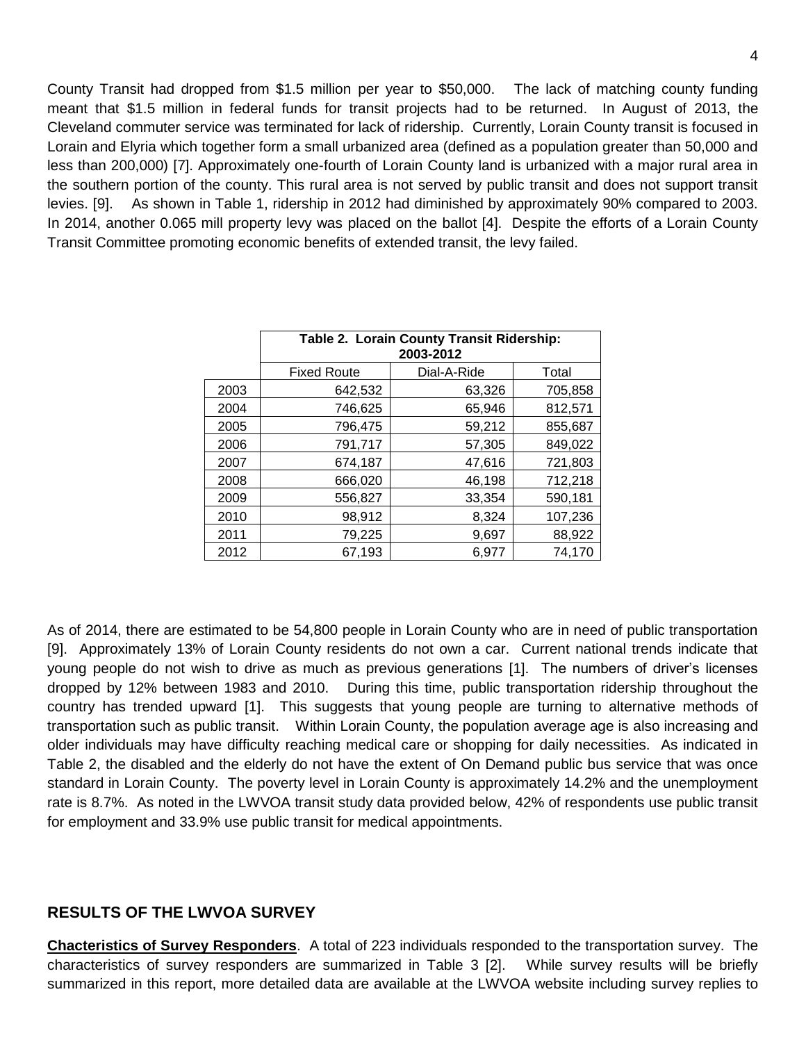County Transit had dropped from $1.5 million per year to $50,000. The lack of matching county funding meant that $1.5 million in federal funds for transit projects had to be returned. In August of 2013, the Cleveland commuter service was terminated for lack of ridership. Currently, Lorain County transit is focused in Lorain and Elyria which together form a small urbanized area (defined as a population greater than 50,000 and less than 200,000) [7]. Approximately one-fourth of Lorain County land is urbanized with a major rural area in the southern portion of the county. This rural area is not served by public transit and does not support transit levies. [9]. As shown in Table 1, ridership in 2012 had diminished by approximately 90% compared to 2003. In 2014, another 0.065 mill property levy was placed on the ballot [4]. Despite the efforts of a Lorain County Transit Committee promoting economic benefits of extended transit, the levy failed.

| | **Table 2. Lorain County Transit Ridership: 2003-2012** | | |
|---|---|---|---|
| | Fixed Route | Dial-A-Ride | Total |
| 2003 | 642,532 | 63,326 | 705,858 |
| 2004 | 746,625 | 65,946 | 812,571 |
| 2005 | 796,475 | 59,212 | 855,687 |
| 2006 | 791,717 | 57,305 | 849,022 |
| 2007 | 674,187 | 47,616 | 721,803 |
| 2008 | 666,020 | 46,198 | 712,218 |
| 2009 | 556,827 | 33,354 | 590,181 |
| 2010 | 98,912 | 8,324 | 107,236 |
| 2011 | 79,225 | 9,697 | 88,922 |
| 2012 | 67,193 | 6,977 | 74,170 |

As of 2014, there are estimated to be 54,800 people in Lorain County who are in need of public transportation [9]. Approximately 13% of Lorain County residents do not own a car. Current national trends indicate that young people do not wish to drive as much as previous generations [1]. The numbers of driver's licenses dropped by 12% between 1983 and 2010. During this time, public transportation ridership throughout the country has trended upward [1]. This suggests that young people are turning to alternative methods of transportation such as public transit. Within Lorain County, the population average age is also increasing and older individuals may have difficulty reaching medical care or shopping for daily necessities. As indicated in Table 2, the disabled and the elderly do not have the extent of On Demand public bus service that was once standard in Lorain County. The poverty level in Lorain County is approximately 14.2% and the unemployment rate is 8.7%. As noted in the LWVOA transit study data provided below, 42% of respondents use public transit for employment and 33.9% use public transit for medical appointments.

## RESULTS OF THE LWVOA SURVEY

**Chacteristics of Survey Responders**. A total of 223 individuals responded to the transportation survey. The characteristics of survey responders are summarized in Table 3 [2]. While survey results will be briefly summarized in this report, more detailed data are available at the LWVOA website including survey replies to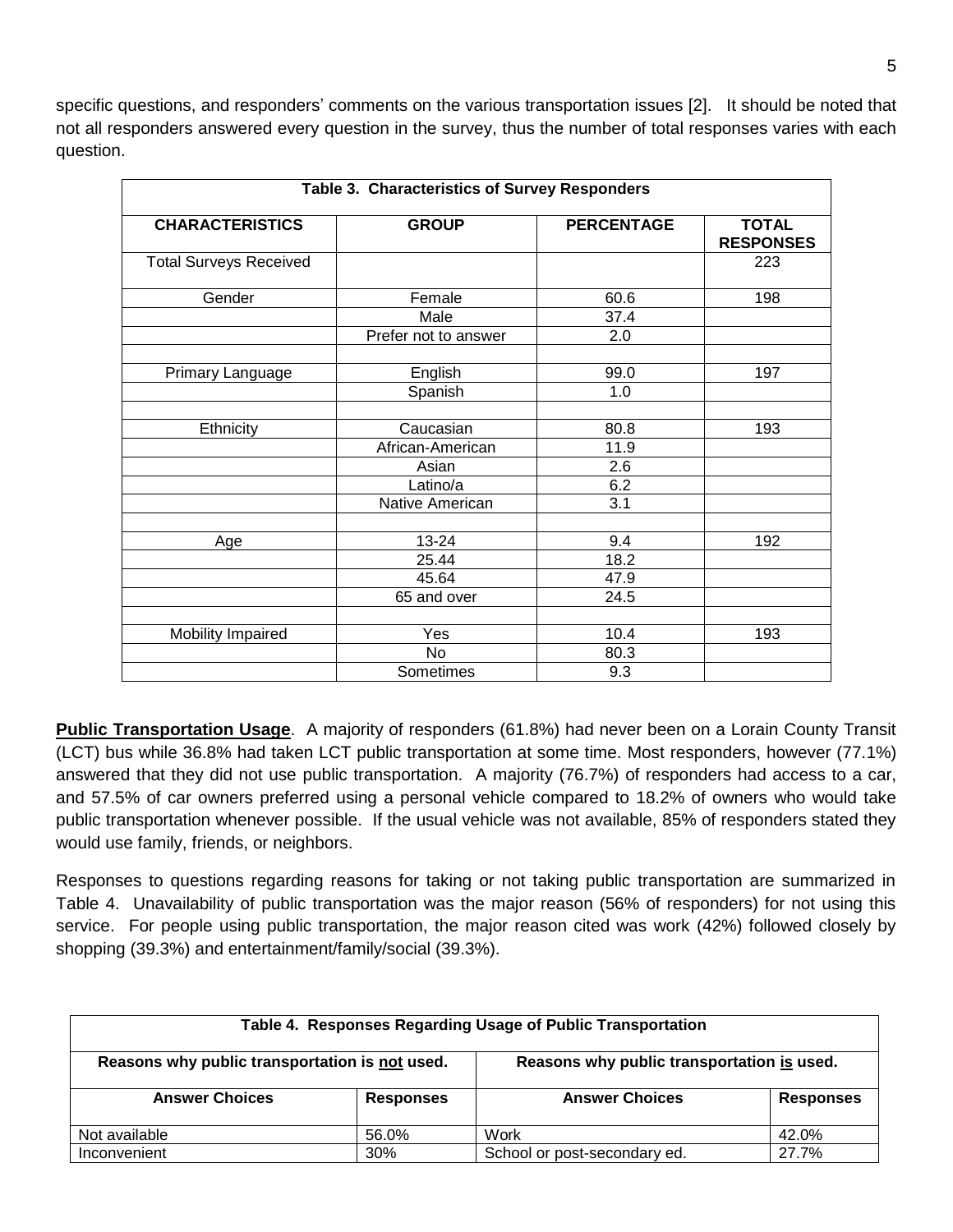specific questions, and responders' comments on the various transportation issues [2]. It should be noted that not all responders answered every question in the survey, thus the number of total responses varies with each question.

**Table 3. Characteristics of Survey Responders**

| CHARACTERISTICS | GROUP | PERCENTAGE | TOTAL RESPONSES |
|---|---|---|---|
| Total Surveys Received | | | 223 |
| Gender | Female | 60.6 | 198 |
| | Male | 37.4 | |
| | Prefer not to answer | 2.0 | |
| | | | |
| Primary Language | English | 99.0 | 197 |
| | Spanish | 1.0 | |
| | | | |
| Ethnicity | Caucasian | 80.8 | 193 |
| | African-American | 11.9 | |
| | Asian | 2.6 | |
| | Latino/a | 6.2 | |
| | Native American | 3.1 | |
| | | | |
| Age | 13-24 | 9.4 | 192 |
| | 25.44 | 18.2 | |
| | 45.64 | 47.9 | |
| | 65 and over | 24.5 | |
| | | | |
| Mobility Impaired | Yes | 10.4 | 193 |
| | No | 80.3 | |
| | Sometimes | 9.3 | |

**Public Transportation Usage**. A majority of responders (61.8%) had never been on a Lorain County Transit (LCT) bus while 36.8% had taken LCT public transportation at some time. Most responders, however (77.1%) answered that they did not use public transportation. A majority (76.7%) of responders had access to a car, and 57.5% of car owners preferred using a personal vehicle compared to 18.2% of owners who would take public transportation whenever possible. If the usual vehicle was not available, 85% of responders stated they would use family, friends, or neighbors.

Responses to questions regarding reasons for taking or not taking public transportation are summarized in Table 4. Unavailability of public transportation was the major reason (56% of responders) for not using this service. For people using public transportation, the major reason cited was work (42%) followed closely by shopping (39.3%) and entertainment/family/social (39.3%).

**Table 4. Responses Regarding Usage of Public Transportation**

| Reasons why public transportation is not used. | | Reasons why public transportation is used. | |
|---|---|---|---|
| **Answer Choices** | **Responses** | **Answer Choices** | **Responses** |
| Not available | 56.0% | Work | 42.0% |
| Inconvenient | 30% | School or post-secondary ed. | 27.7% |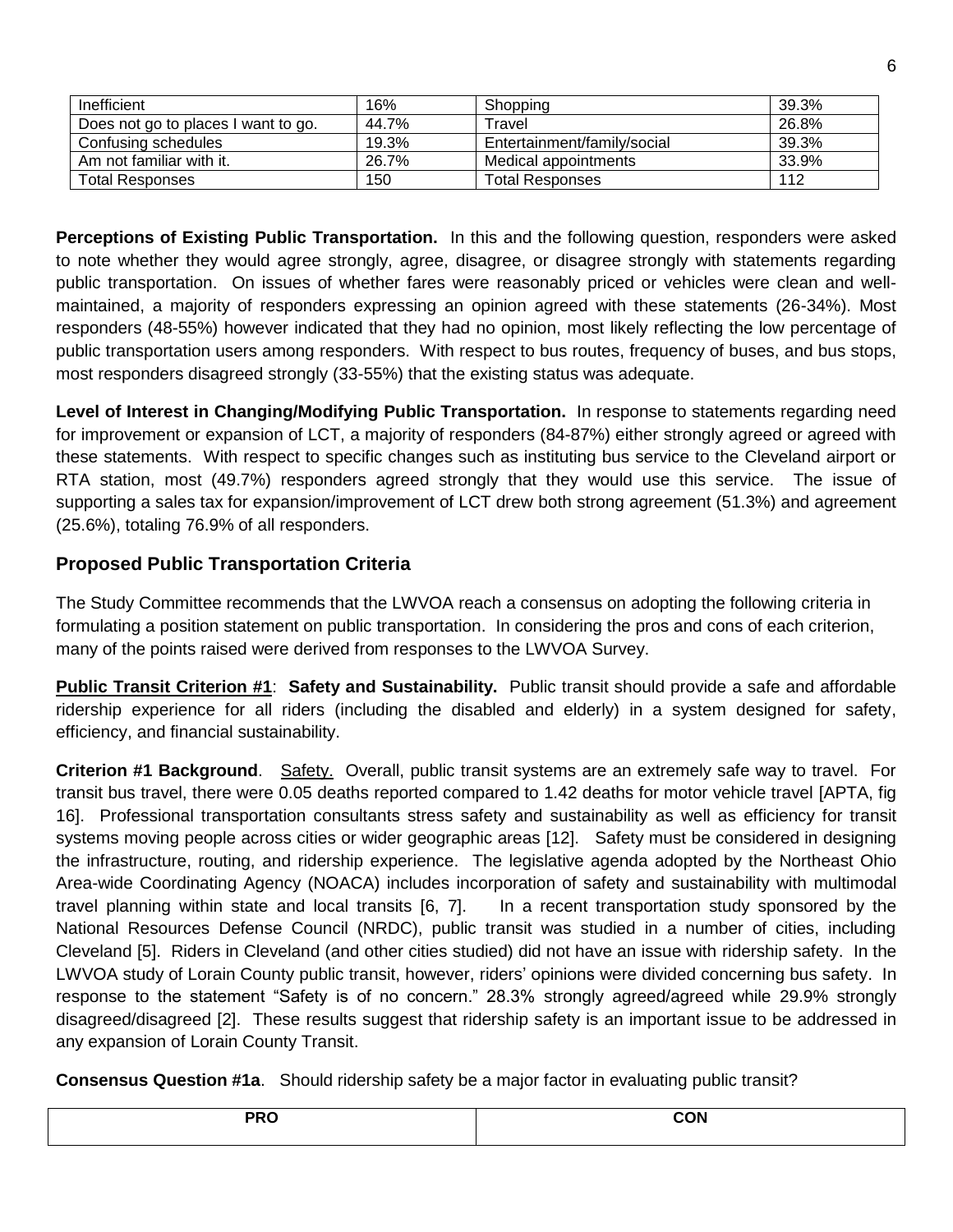| Inefficient | 16% | Shopping | 39.3% |
|---|---|---|---|
| Does not go to places I want to go. | 44.7% | Travel | 26.8% |
| Confusing schedules | 19.3% | Entertainment/family/social | 39.3% |
| Am not familiar with it. | 26.7% | Medical appointments | 33.9% |
| Total Responses | 150 | Total Responses | 112 |

**Perceptions of Existing Public Transportation.** In this and the following question, responders were asked to note whether they would agree strongly, agree, disagree, or disagree strongly with statements regarding public transportation. On issues of whether fares were reasonably priced or vehicles were clean and well-maintained, a majority of responders expressing an opinion agreed with these statements (26-34%). Most responders (48-55%) however indicated that they had no opinion, most likely reflecting the low percentage of public transportation users among responders. With respect to bus routes, frequency of buses, and bus stops, most responders disagreed strongly (33-55%) that the existing status was adequate.

**Level of Interest in Changing/Modifying Public Transportation.** In response to statements regarding need for improvement or expansion of LCT, a majority of responders (84-87%) either strongly agreed or agreed with these statements. With respect to specific changes such as instituting bus service to the Cleveland airport or RTA station, most (49.7%) responders agreed strongly that they would use this service. The issue of supporting a sales tax for expansion/improvement of LCT drew both strong agreement (51.3%) and agreement (25.6%), totaling 76.9% of all responders.

## Proposed Public Transportation Criteria

The Study Committee recommends that the LWVOA reach a consensus on adopting the following criteria in formulating a position statement on public transportation. In considering the pros and cons of each criterion, many of the points raised were derived from responses to the LWVOA Survey.

**Public Transit Criterion #1**: **Safety and Sustainability.** Public transit should provide a safe and affordable ridership experience for all riders (including the disabled and elderly) in a system designed for safety, efficiency, and financial sustainability.

**Criterion #1 Background**. Safety. Overall, public transit systems are an extremely safe way to travel. For transit bus travel, there were 0.05 deaths reported compared to 1.42 deaths for motor vehicle travel [APTA, fig 16]. Professional transportation consultants stress safety and sustainability as well as efficiency for transit systems moving people across cities or wider geographic areas [12]. Safety must be considered in designing the infrastructure, routing, and ridership experience. The legislative agenda adopted by the Northeast Ohio Area-wide Coordinating Agency (NOACA) includes incorporation of safety and sustainability with multimodal travel planning within state and local transits [6, 7]. In a recent transportation study sponsored by the National Resources Defense Council (NRDC), public transit was studied in a number of cities, including Cleveland [5]. Riders in Cleveland (and other cities studied) did not have an issue with ridership safety. In the LWVOA study of Lorain County public transit, however, riders' opinions were divided concerning bus safety. In response to the statement "Safety is of no concern." 28.3% strongly agreed/agreed while 29.9% strongly disagreed/disagreed [2]. These results suggest that ridership safety is an important issue to be addressed in any expansion of Lorain County Transit.

**Consensus Question #1a**. Should ridership safety be a major factor in evaluating public transit?

| PRO | CON |
|---|---|
| | |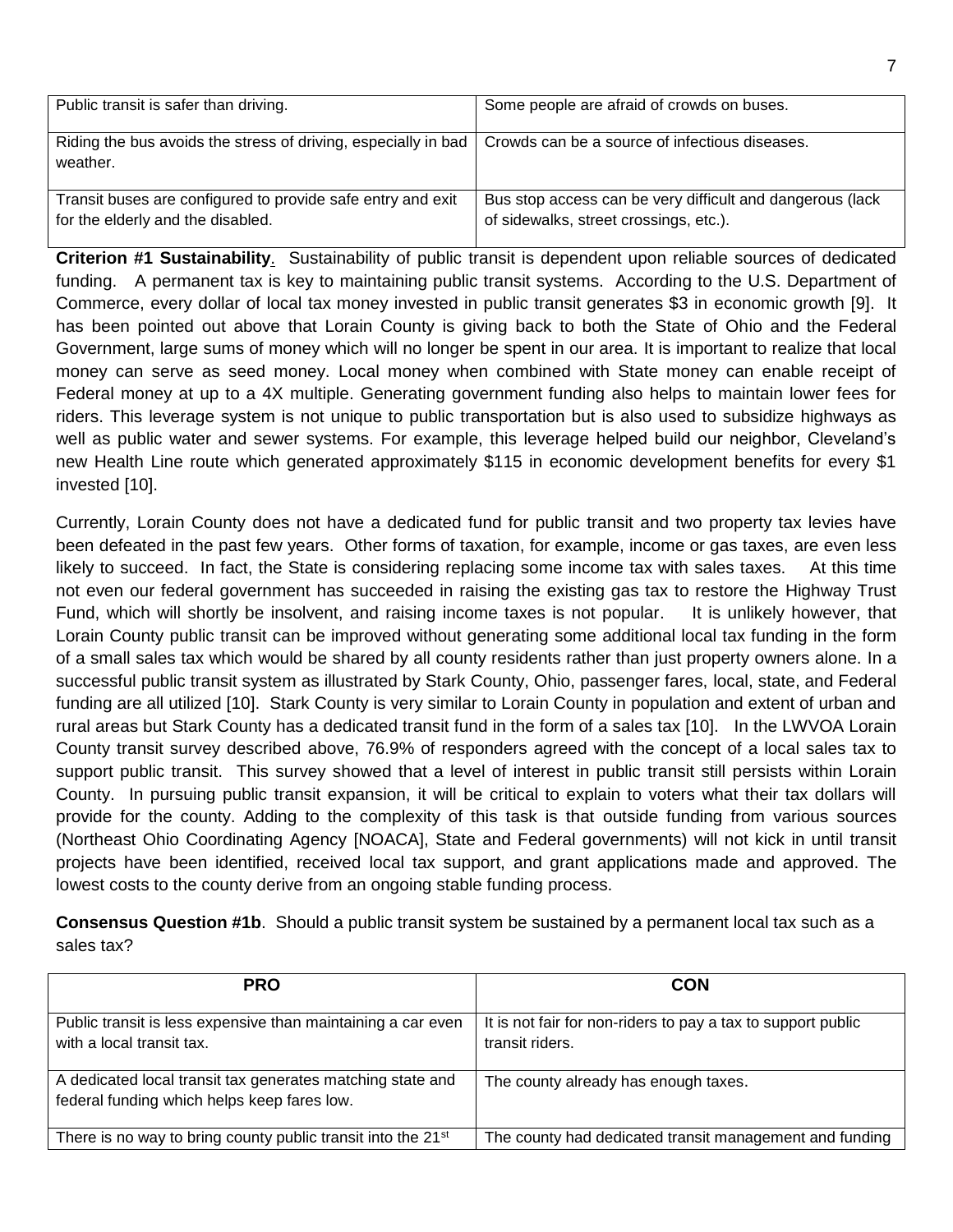| Public transit is safer than driving. | Some people are afraid of crowds on buses. |
| --- | --- |
| Riding the bus avoids the stress of driving, especially in bad weather. | Crowds can be a source of infectious diseases. |
| Transit buses are configured to provide safe entry and exit for the elderly and the disabled. | Bus stop access can be very difficult and dangerous (lack of sidewalks, street crossings, etc.). |

**Criterion #1 Sustainability**. Sustainability of public transit is dependent upon reliable sources of dedicated funding. A permanent tax is key to maintaining public transit systems. According to the U.S. Department of Commerce, every dollar of local tax money invested in public transit generates $3 in economic growth [9]. It has been pointed out above that Lorain County is giving back to both the State of Ohio and the Federal Government, large sums of money which will no longer be spent in our area. It is important to realize that local money can serve as seed money. Local money when combined with State money can enable receipt of Federal money at up to a 4X multiple. Generating government funding also helps to maintain lower fees for riders. This leverage system is not unique to public transportation but is also used to subsidize highways as well as public water and sewer systems. For example, this leverage helped build our neighbor, Cleveland's new Health Line route which generated approximately $115 in economic development benefits for every $1 invested [10].

Currently, Lorain County does not have a dedicated fund for public transit and two property tax levies have been defeated in the past few years. Other forms of taxation, for example, income or gas taxes, are even less likely to succeed. In fact, the State is considering replacing some income tax with sales taxes. At this time not even our federal government has succeeded in raising the existing gas tax to restore the Highway Trust Fund, which will shortly be insolvent, and raising income taxes is not popular. It is unlikely however, that Lorain County public transit can be improved without generating some additional local tax funding in the form of a small sales tax which would be shared by all county residents rather than just property owners alone. In a successful public transit system as illustrated by Stark County, Ohio, passenger fares, local, state, and Federal funding are all utilized [10]. Stark County is very similar to Lorain County in population and extent of urban and rural areas but Stark County has a dedicated transit fund in the form of a sales tax [10]. In the LWVOA Lorain County transit survey described above, 76.9% of responders agreed with the concept of a local sales tax to support public transit. This survey showed that a level of interest in public transit still persists within Lorain County. In pursuing public transit expansion, it will be critical to explain to voters what their tax dollars will provide for the county. Adding to the complexity of this task is that outside funding from various sources (Northeast Ohio Coordinating Agency [NOACA], State and Federal governments) will not kick in until transit projects have been identified, received local tax support, and grant applications made and approved. The lowest costs to the county derive from an ongoing stable funding process.

**Consensus Question #1b**. Should a public transit system be sustained by a permanent local tax such as a sales tax?

| PRO | CON |
| --- | --- |
| Public transit is less expensive than maintaining a car even with a local transit tax. | It is not fair for non-riders to pay a tax to support public transit riders. |
| A dedicated local transit tax generates matching state and federal funding which helps keep fares low. | The county already has enough taxes. |
| There is no way to bring county public transit into the 21st | The county had dedicated transit management and funding |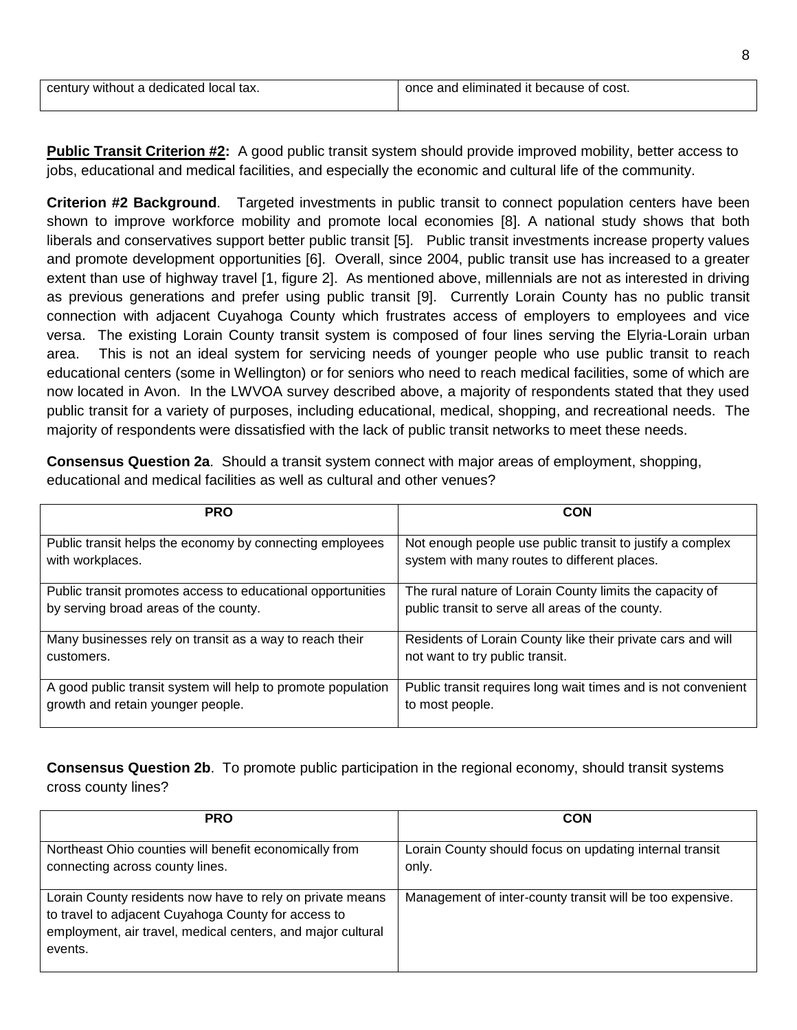| | |
|---|---|
| century without a dedicated local tax. | once and eliminated it because of cost. |

**Public Transit Criterion #2:** A good public transit system should provide improved mobility, better access to jobs, educational and medical facilities, and especially the economic and cultural life of the community.

**Criterion #2 Background**. Targeted investments in public transit to connect population centers have been shown to improve workforce mobility and promote local economies [8]. A national study shows that both liberals and conservatives support better public transit [5]. Public transit investments increase property values and promote development opportunities [6]. Overall, since 2004, public transit use has increased to a greater extent than use of highway travel [1, figure 2]. As mentioned above, millennials are not as interested in driving as previous generations and prefer using public transit [9]. Currently Lorain County has no public transit connection with adjacent Cuyahoga County which frustrates access of employers to employees and vice versa. The existing Lorain County transit system is composed of four lines serving the Elyria-Lorain urban area. This is not an ideal system for servicing needs of younger people who use public transit to reach educational centers (some in Wellington) or for seniors who need to reach medical facilities, some of which are now located in Avon. In the LWVOA survey described above, a majority of respondents stated that they used public transit for a variety of purposes, including educational, medical, shopping, and recreational needs. The majority of respondents were dissatisfied with the lack of public transit networks to meet these needs.

**Consensus Question 2a**. Should a transit system connect with major areas of employment, shopping, educational and medical facilities as well as cultural and other venues?

| PRO | CON |
|---|---|
| Public transit helps the economy by connecting employees with workplaces. | Not enough people use public transit to justify a complex system with many routes to different places. |
| Public transit promotes access to educational opportunities by serving broad areas of the county. | The rural nature of Lorain County limits the capacity of public transit to serve all areas of the county. |
| Many businesses rely on transit as a way to reach their customers. | Residents of Lorain County like their private cars and will not want to try public transit. |
| A good public transit system will help to promote population growth and retain younger people. | Public transit requires long wait times and is not convenient to most people. |

**Consensus Question 2b**. To promote public participation in the regional economy, should transit systems cross county lines?

| PRO | CON |
|---|---|
| Northeast Ohio counties will benefit economically from connecting across county lines. | Lorain County should focus on updating internal transit only. |
| Lorain County residents now have to rely on private means to travel to adjacent Cuyahoga County for access to employment, air travel, medical centers, and major cultural events. | Management of inter-county transit will be too expensive. |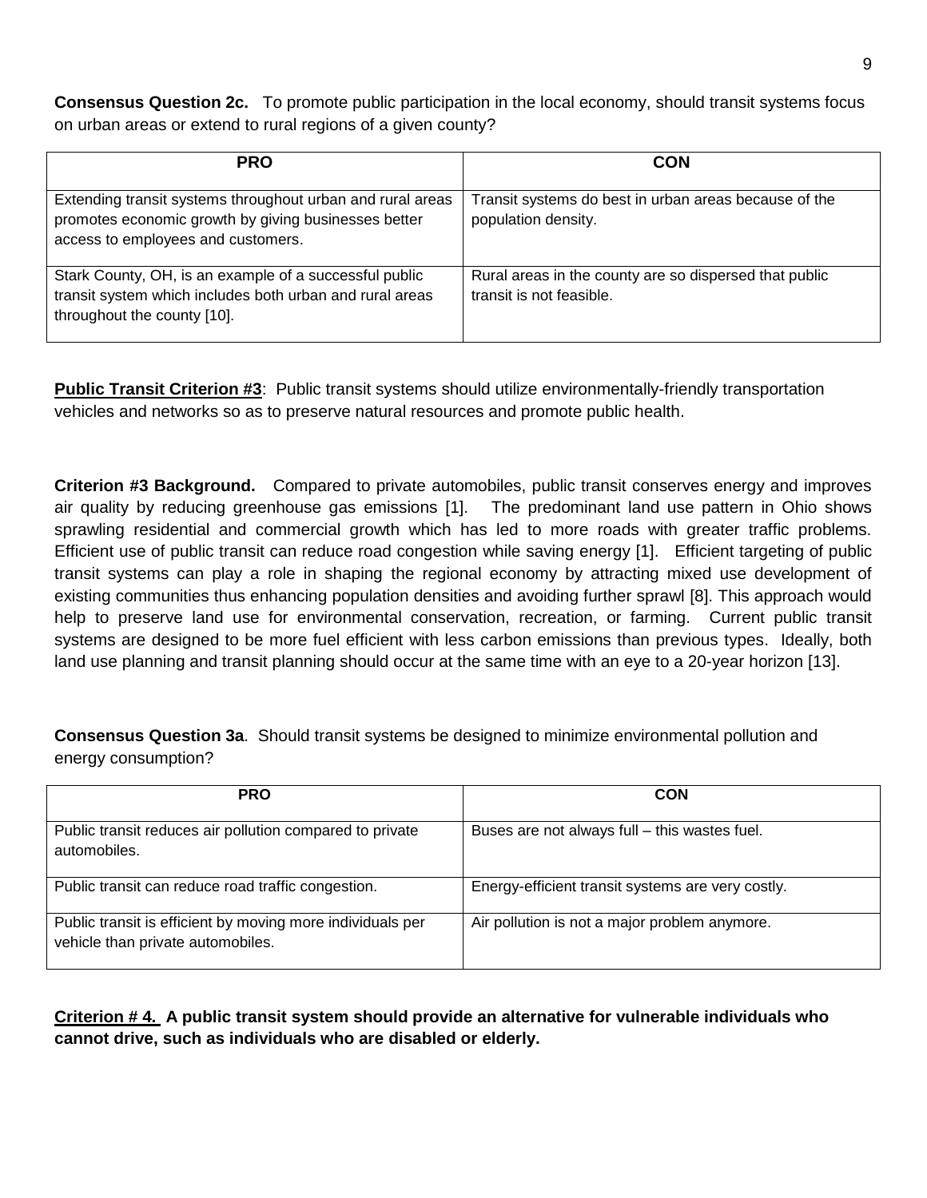**Consensus Question 2c.** To promote public participation in the local economy, should transit systems focus on urban areas or extend to rural regions of a given county?

| PRO | CON |
| --- | --- |
| Extending transit systems throughout urban and rural areas promotes economic growth by giving businesses better access to employees and customers. | Transit systems do best in urban areas because of the population density. |
| Stark County, OH, is an example of a successful public transit system which includes both urban and rural areas throughout the county [10]. | Rural areas in the county are so dispersed that public transit is not feasible. |

**Public Transit Criterion #3**: Public transit systems should utilize environmentally-friendly transportation vehicles and networks so as to preserve natural resources and promote public health.

**Criterion #3 Background.** Compared to private automobiles, public transit conserves energy and improves air quality by reducing greenhouse gas emissions [1]. The predominant land use pattern in Ohio shows sprawling residential and commercial growth which has led to more roads with greater traffic problems. Efficient use of public transit can reduce road congestion while saving energy [1]. Efficient targeting of public transit systems can play a role in shaping the regional economy by attracting mixed use development of existing communities thus enhancing population densities and avoiding further sprawl [8]. This approach would help to preserve land use for environmental conservation, recreation, or farming. Current public transit systems are designed to be more fuel efficient with less carbon emissions than previous types. Ideally, both land use planning and transit planning should occur at the same time with an eye to a 20-year horizon [13].

**Consensus Question 3a**. Should transit systems be designed to minimize environmental pollution and energy consumption?

| PRO | CON |
| --- | --- |
| Public transit reduces air pollution compared to private automobiles. | Buses are not always full – this wastes fuel. |
| Public transit can reduce road traffic congestion. | Energy-efficient transit systems are very costly. |
| Public transit is efficient by moving more individuals per vehicle than private automobiles. | Air pollution is not a major problem anymore. |

**Criterion # 4. A public transit system should provide an alternative for vulnerable individuals who cannot drive, such as individuals who are disabled or elderly.**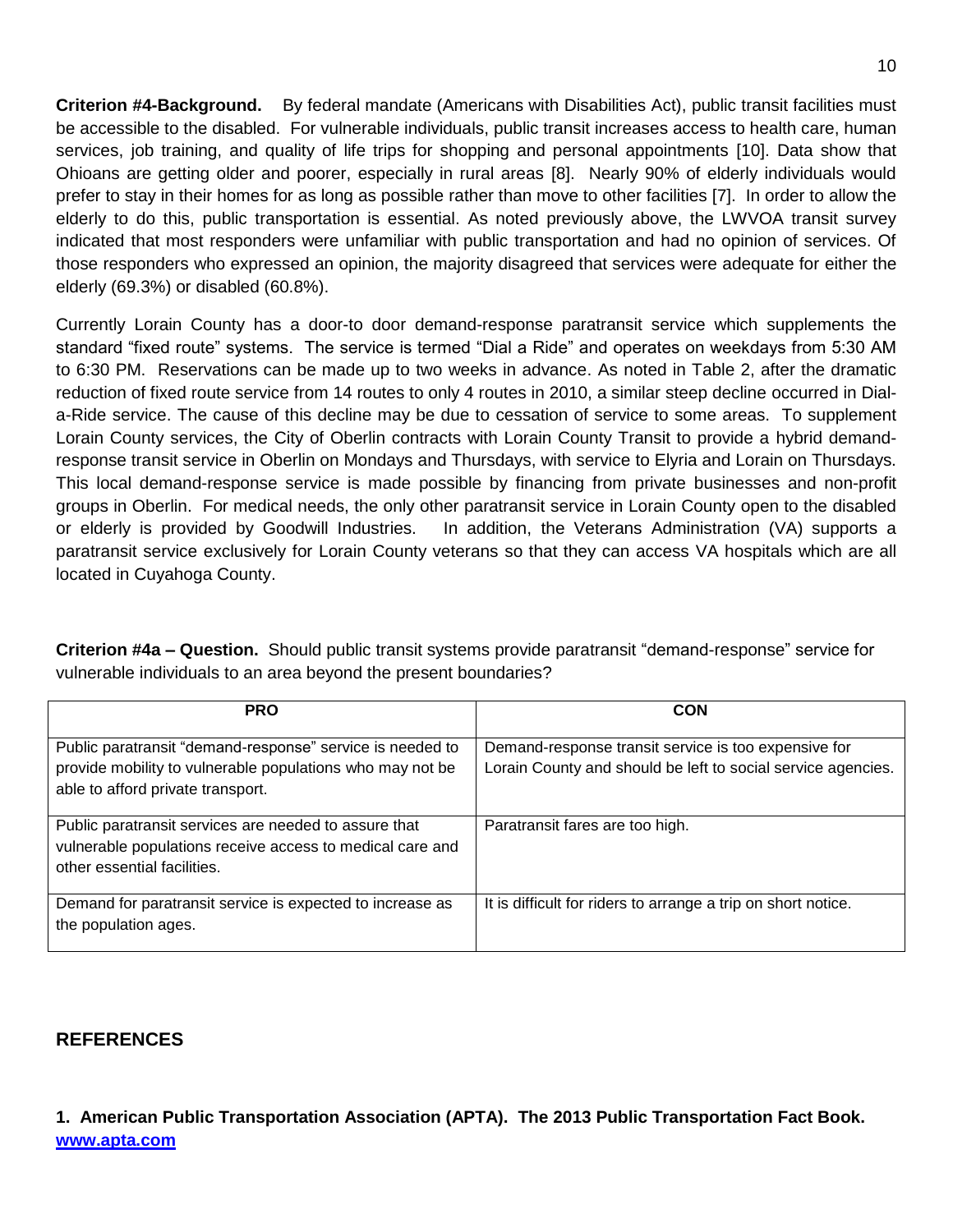**Criterion #4-Background.** By federal mandate (Americans with Disabilities Act), public transit facilities must be accessible to the disabled. For vulnerable individuals, public transit increases access to health care, human services, job training, and quality of life trips for shopping and personal appointments [10]. Data show that Ohioans are getting older and poorer, especially in rural areas [8]. Nearly 90% of elderly individuals would prefer to stay in their homes for as long as possible rather than move to other facilities [7]. In order to allow the elderly to do this, public transportation is essential. As noted previously above, the LWVOA transit survey indicated that most responders were unfamiliar with public transportation and had no opinion of services. Of those responders who expressed an opinion, the majority disagreed that services were adequate for either the elderly (69.3%) or disabled (60.8%).

Currently Lorain County has a door-to door demand-response paratransit service which supplements the standard "fixed route" systems. The service is termed "Dial a Ride" and operates on weekdays from 5:30 AM to 6:30 PM. Reservations can be made up to two weeks in advance. As noted in Table 2, after the dramatic reduction of fixed route service from 14 routes to only 4 routes in 2010, a similar steep decline occurred in Dial-a-Ride service. The cause of this decline may be due to cessation of service to some areas. To supplement Lorain County services, the City of Oberlin contracts with Lorain County Transit to provide a hybrid demand-response transit service in Oberlin on Mondays and Thursdays, with service to Elyria and Lorain on Thursdays. This local demand-response service is made possible by financing from private businesses and non-profit groups in Oberlin. For medical needs, the only other paratransit service in Lorain County open to the disabled or elderly is provided by Goodwill Industries. In addition, the Veterans Administration (VA) supports a paratransit service exclusively for Lorain County veterans so that they can access VA hospitals which are all located in Cuyahoga County.

**Criterion #4a – Question.** Should public transit systems provide paratransit "demand-response" service for vulnerable individuals to an area beyond the present boundaries?

| PRO | CON |
|---|---|
| Public paratransit "demand-response" service is needed to provide mobility to vulnerable populations who may not be able to afford private transport. | Demand-response transit service is too expensive for Lorain County and should be left to social service agencies. |
| Public paratransit services are needed to assure that vulnerable populations receive access to medical care and other essential facilities. | Paratransit fares are too high. |
| Demand for paratransit service is expected to increase as the population ages. | It is difficult for riders to arrange a trip on short notice. |

## REFERENCES

**1. American Public Transportation Association (APTA). The 2013 Public Transportation Fact Book.** **www.apta.com**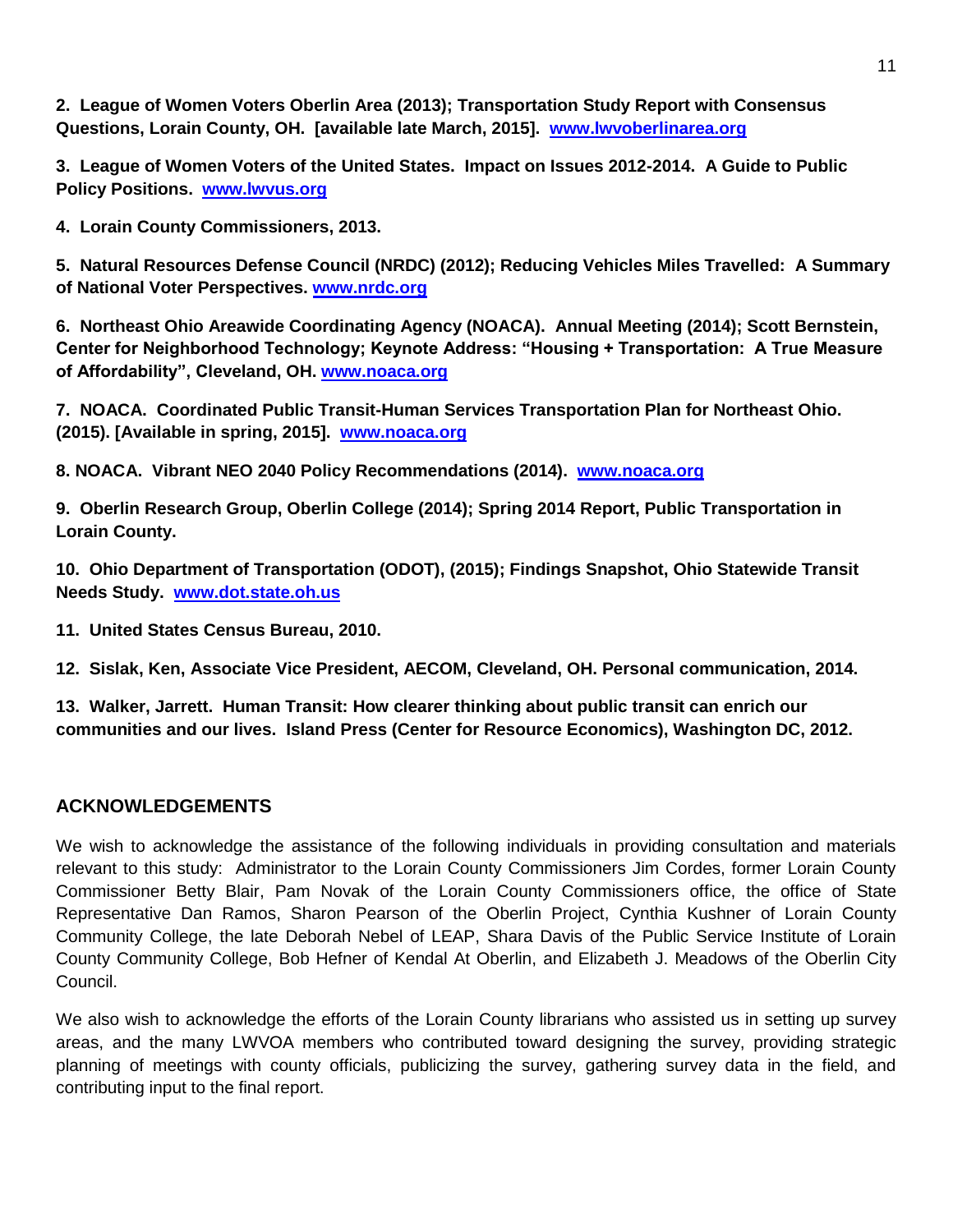**2. League of Women Voters Oberlin Area (2013); Transportation Study Report with Consensus Questions, Lorain County, OH. [available late March, 2015]. www.lwvoberlinarea.org**

**3. League of Women Voters of the United States. Impact on Issues 2012-2014. A Guide to Public Policy Positions. www.lwvus.org**

**4. Lorain County Commissioners, 2013.**

**5. Natural Resources Defense Council (NRDC) (2012); Reducing Vehicles Miles Travelled: A Summary of National Voter Perspectives. www.nrdc.org**

**6. Northeast Ohio Areawide Coordinating Agency (NOACA). Annual Meeting (2014); Scott Bernstein, Center for Neighborhood Technology; Keynote Address: "Housing + Transportation: A True Measure of Affordability", Cleveland, OH. www.noaca.org**

**7. NOACA. Coordinated Public Transit-Human Services Transportation Plan for Northeast Ohio. (2015). [Available in spring, 2015]. www.noaca.org**

**8. NOACA. Vibrant NEO 2040 Policy Recommendations (2014). www.noaca.org**

**9. Oberlin Research Group, Oberlin College (2014); Spring 2014 Report, Public Transportation in Lorain County.**

**10. Ohio Department of Transportation (ODOT), (2015); Findings Snapshot, Ohio Statewide Transit Needs Study. www.dot.state.oh.us**

**11. United States Census Bureau, 2010.**

**12. Sislak, Ken, Associate Vice President, AECOM, Cleveland, OH. Personal communication, 2014.**

**13. Walker, Jarrett. Human Transit: How clearer thinking about public transit can enrich our communities and our lives. Island Press (Center for Resource Economics), Washington DC, 2012.**

## ACKNOWLEDGEMENTS

We wish to acknowledge the assistance of the following individuals in providing consultation and materials relevant to this study: Administrator to the Lorain County Commissioners Jim Cordes, former Lorain County Commissioner Betty Blair, Pam Novak of the Lorain County Commissioners office, the office of State Representative Dan Ramos, Sharon Pearson of the Oberlin Project, Cynthia Kushner of Lorain County Community College, the late Deborah Nebel of LEAP, Shara Davis of the Public Service Institute of Lorain County Community College, Bob Hefner of Kendal At Oberlin, and Elizabeth J. Meadows of the Oberlin City Council.

We also wish to acknowledge the efforts of the Lorain County librarians who assisted us in setting up survey areas, and the many LWVOA members who contributed toward designing the survey, providing strategic planning of meetings with county officials, publicizing the survey, gathering survey data in the field, and contributing input to the final report.